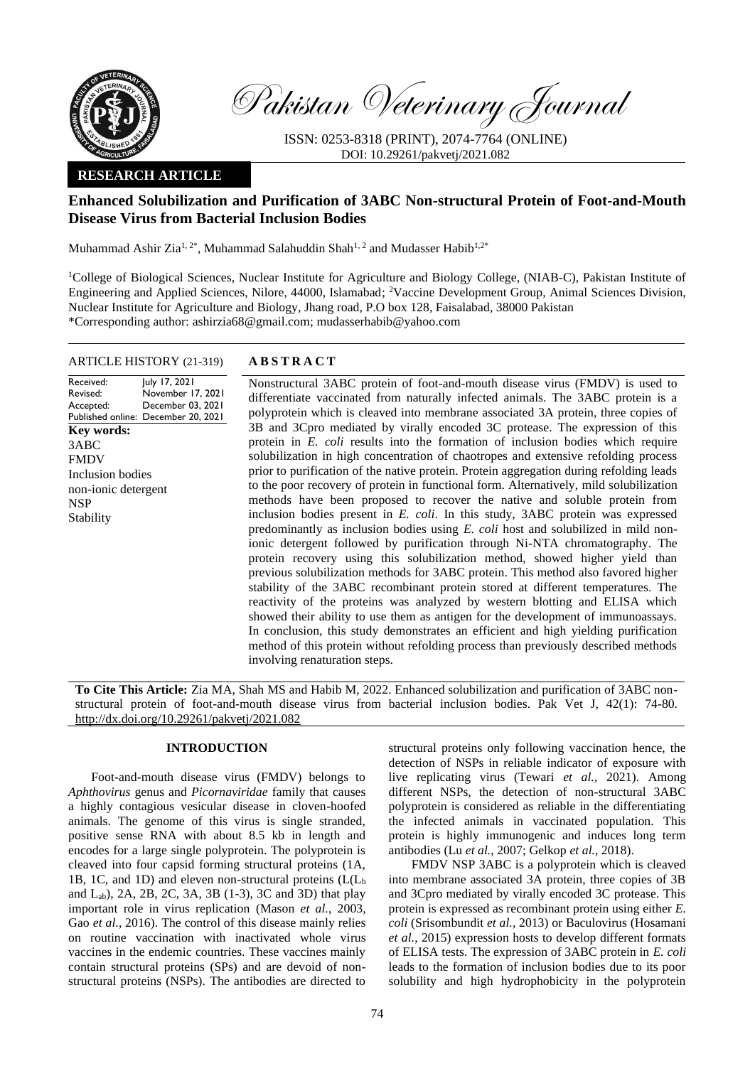Pakistan Veterinary Journal

ISSN: 0253-8318 (PRINT), 2074-7764 (ONLINE)
DOI: 10.29261/pakvetj/2021.082

**RESEARCH ARTICLE**

# Enhanced Solubilization and Purification of 3ABC Non-structural Protein of Foot-and-Mouth Disease Virus from Bacterial Inclusion Bodies

Muhammad Ashir Zia[1, 2*], Muhammad Salahuddin Shah[1, 2] and Mudasser Habib[1,2*]

[1]College of Biological Sciences, Nuclear Institute for Agriculture and Biology College, (NIAB-C), Pakistan Institute of Engineering and Applied Sciences, Nilore, 44000, Islamabad; [2]Vaccine Development Group, Animal Sciences Division, Nuclear Institute for Agriculture and Biology, Jhang road, P.O box 128, Faisalabad, 38000 Pakistan
*Corresponding author: ashirzia68@gmail.com; mudasserhabib@yahoo.com

**ARTICLE HISTORY** (21-319)

| | |
|---|---|
| Received: | July 17, 2021 |
| Revised: | November 17, 2021 |
| Accepted: | December 03, 2021 |
| Published online: | December 20, 2021 |

**Key words:**
3ABC
FMDV
Inclusion bodies
non-ionic detergent
NSP
Stability

## ABSTRACT

Nonstructural 3ABC protein of foot-and-mouth disease virus (FMDV) is used to differentiate vaccinated from naturally infected animals. The 3ABC protein is a polyprotein which is cleaved into membrane associated 3A protein, three copies of 3B and 3Cpro mediated by virally encoded 3C protease. The expression of this protein in *E. coli* results into the formation of inclusion bodies which require solubilization in high concentration of chaotropes and extensive refolding process prior to purification of the native protein. Protein aggregation during refolding leads to the poor recovery of protein in functional form. Alternatively, mild solubilization methods have been proposed to recover the native and soluble protein from inclusion bodies present in *E. coli*. In this study, 3ABC protein was expressed predominantly as inclusion bodies using *E. coli* host and solubilized in mild non-ionic detergent followed by purification through Ni-NTA chromatography. The protein recovery using this solubilization method, showed higher yield than previous solubilization methods for 3ABC protein. This method also favored higher stability of the 3ABC recombinant protein stored at different temperatures. The reactivity of the proteins was analyzed by western blotting and ELISA which showed their ability to use them as antigen for the development of immunoassays. In conclusion, this study demonstrates an efficient and high yielding purification method of this protein without refolding process than previously described methods involving renaturation steps.

**To Cite This Article:** Zia MA, Shah MS and Habib M, 2022. Enhanced solubilization and purification of 3ABC non-structural protein of foot-and-mouth disease virus from bacterial inclusion bodies. Pak Vet J, 42(1): 74-80. http://dx.doi.org/10.29261/pakvetj/2021.082

## INTRODUCTION

Foot-and-mouth disease virus (FMDV) belongs to *Aphthovirus* genus and *Picornaviridae* family that causes a highly contagious vesicular disease in cloven-hoofed animals. The genome of this virus is single stranded, positive sense RNA with about 8.5 kb in length and encodes for a large single polyprotein. The polyprotein is cleaved into four capsid forming structural proteins (1A, 1B, 1C, and 1D) and eleven non-structural proteins ($L(L_b$ and $L_{ab})$, 2A, 2B, 2C, 3A, 3B (1-3), 3C and 3D) that play important role in virus replication (Mason *et al.*, 2003, Gao *et al.*, 2016). The control of this disease mainly relies on routine vaccination with inactivated whole virus vaccines in the endemic countries. These vaccines mainly contain structural proteins (SPs) and are devoid of non-structural proteins (NSPs). The antibodies are directed to structural proteins only following vaccination hence, the detection of NSPs in reliable indicator of exposure with live replicating virus (Tewari *et al.*, 2021). Among different NSPs, the detection of non-structural 3ABC polyprotein is considered as reliable in the differentiating the infected animals in vaccinated population. This protein is highly immunogenic and induces long term antibodies (Lu *et al.*, 2007; Gelkop *et al.*, 2018).

FMDV NSP 3ABC is a polyprotein which is cleaved into membrane associated 3A protein, three copies of 3B and 3Cpro mediated by virally encoded 3C protease. This protein is expressed as recombinant protein using either *E. coli* (Srisombundit *et al.*, 2013) or Baculovirus (Hosamani *et al.*, 2015) expression hosts to develop different formats of ELISA tests. The expression of 3ABC protein in *E. coli* leads to the formation of inclusion bodies due to its poor solubility and high hydrophobicity in the polyprotein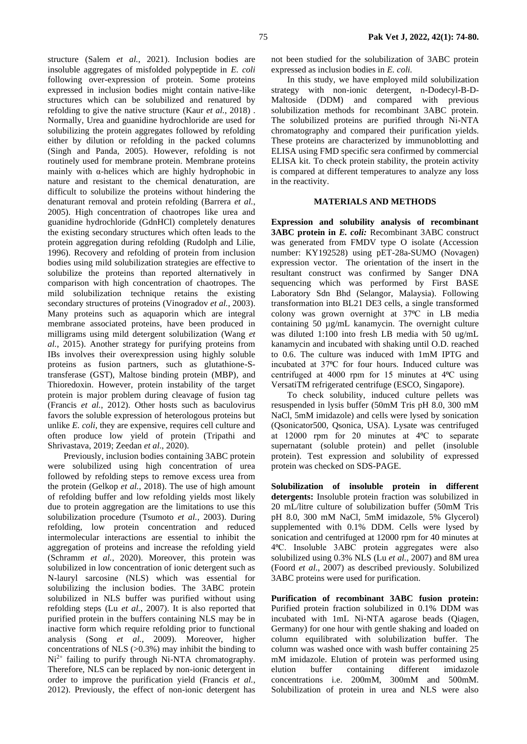structure (Salem *et al.,* 2021). Inclusion bodies are insoluble aggregates of misfolded polypeptide in *E. coli* following over-expression of protein. Some proteins expressed in inclusion bodies might contain native-like structures which can be solubilized and renatured by refolding to give the native structure (Kaur *et al.,* 2018) . Normally, Urea and guanidine hydrochloride are used for solubilizing the protein aggregates followed by refolding either by dilution or refolding in the packed columns (Singh and Panda, 2005). However, refolding is not routinely used for membrane protein. Membrane proteins mainly with α-helices which are highly hydrophobic in nature and resistant to the chemical denaturation, are difficult to solubilize the proteins without hindering the denaturant removal and protein refolding (Barrera *et al.*, 2005). High concentration of chaotropes like urea and guanidine hydrochloride (GdnHCl) completely denatures the existing secondary structures which often leads to the protein aggregation during refolding (Rudolph and Lilie, 1996). Recovery and refolding of protein from inclusion bodies using mild solubilization strategies are effective to solubilize the proteins than reported alternatively in comparison with high concentration of chaotropes. The mild solubilization technique retains the existing secondary structures of proteins (Vinogradov *et al.*, 2003). Many proteins such as aquaporin which are integral membrane associated proteins, have been produced in milligrams using mild detergent solubilization (Wang *et al.*, 2015). Another strategy for purifying proteins from IBs involves their overexpression using highly soluble proteins as fusion partners, such as glutathione-S-transferase (GST), Maltose binding protein (MBP), and Thioredoxin. However, protein instability of the target protein is major problem during cleavage of fusion tag (Francis *et al.*, 2012). Other hosts such as baculovirus favors the soluble expression of heterologous proteins but unlike *E. coli*, they are expensive, requires cell culture and often produce low yield of protein (Tripathi and Shrivastava, 2019; Zeedan *et al*., 2020).

Previously, inclusion bodies containing 3ABC protein were solubilized using high concentration of urea followed by refolding steps to remove excess urea from the protein (Gelkop *et al.*, 2018). The use of high amount of refolding buffer and low refolding yields most likely due to protein aggregation are the limitations to use this solubilization procedure (Tsumoto *et al.*, 2003). During refolding, low protein concentration and reduced intermolecular interactions are essential to inhibit the aggregation of proteins and increase the refolding yield (Schramm *et al.*, 2020). Moreover, this protein was solubilized in low concentration of ionic detergent such as N-lauryl sarcosine (NLS) which was essential for solubilizing the inclusion bodies. The 3ABC protein solubilized in NLS buffer was purified without using refolding steps (Lu *et al.*, 2007). It is also reported that purified protein in the buffers containing NLS may be in inactive form which require refolding prior to functional analysis (Song *et al.*, 2009). Moreover, higher concentrations of NLS (>0.3%) may inhibit the binding to $Ni^{2+}$ failing to purify through Ni-NTA chromatography. Therefore, NLS can be replaced by non-ionic detergent in order to improve the purification yield (Francis *et al.*, 2012). Previously, the effect of non-ionic detergent has not been studied for the solubilization of 3ABC protein expressed as inclusion bodies in *E. coli.*

In this study, we have employed mild solubilization strategy with non-ionic detergent, n-Dodecyl-B-D-Maltoside (DDM) and compared with previous solubilization methods for recombinant 3ABC protein. The solubilized proteins are purified through Ni-NTA chromatography and compared their purification yields. These proteins are characterized by immunoblotting and ELISA using FMD specific sera confirmed by commercial ELISA kit. To check protein stability, the protein activity is compared at different temperatures to analyze any loss in the reactivity.

## MATERIALS AND METHODS

**Expression and solubility analysis of recombinant 3ABC protein in *E. coli:*** Recombinant 3ABC construct was generated from FMDV type O isolate (Accession number: KY192528) using pET-28a-SUMO (Novagen) expression vector. The orientation of the insert in the resultant construct was confirmed by Sanger DNA sequencing which was performed by First BASE Laboratory Sdn Bhd (Selangor, Malaysia). Following transformation into BL21 DE3 cells, a single transformed colony was grown overnight at 37ºC in LB media containing 50 µg/mL kanamycin. The overnight culture was diluted 1:100 into fresh LB media with 50 ug/mL kanamycin and incubated with shaking until O.D. reached to 0.6. The culture was induced with 1mM IPTG and incubated at 37ºC for four hours. Induced culture was centrifuged at 4000 rpm for 15 minutes at 4ºC using VersatiTM refrigerated centrifuge (ESCO, Singapore).

To check solubility, induced culture pellets was resuspended in lysis buffer (50mM Tris pH 8.0, 300 mM NaCl, 5mM imidazole) and cells were lysed by sonication (Qsonicator500, Qsonica, USA). Lysate was centrifuged at 12000 rpm for 20 minutes at 4ºC to separate supernatant (soluble protein) and pellet (insoluble protein). Test expression and solubility of expressed protein was checked on SDS-PAGE.

**Solubilization of insoluble protein in different detergents:** Insoluble protein fraction was solubilized in 20 mL/litre culture of solubilization buffer (50mM Tris pH 8.0, 300 mM NaCl, 5mM imidazole, 5% Glycerol) supplemented with 0.1% DDM. Cells were lysed by sonication and centrifuged at 12000 rpm for 40 minutes at 4ºC. Insoluble 3ABC protein aggregates were also solubilized using 0.3% NLS (Lu *et al.*, 2007) and 8M urea (Foord *et al.*, 2007) as described previously. Solubilized 3ABC proteins were used for purification.

**Purification of recombinant 3ABC fusion protein:** Purified protein fraction solubilized in 0.1% DDM was incubated with 1mL Ni-NTA agarose beads (Qiagen, Germany) for one hour with gentle shaking and loaded on column equilibrated with solubilization buffer. The column was washed once with wash buffer containing 25 mM imidazole. Elution of protein was performed using elution buffer containing different imidazole concentrations i.e. 200mM, 300mM and 500mM. Solubilization of protein in urea and NLS were also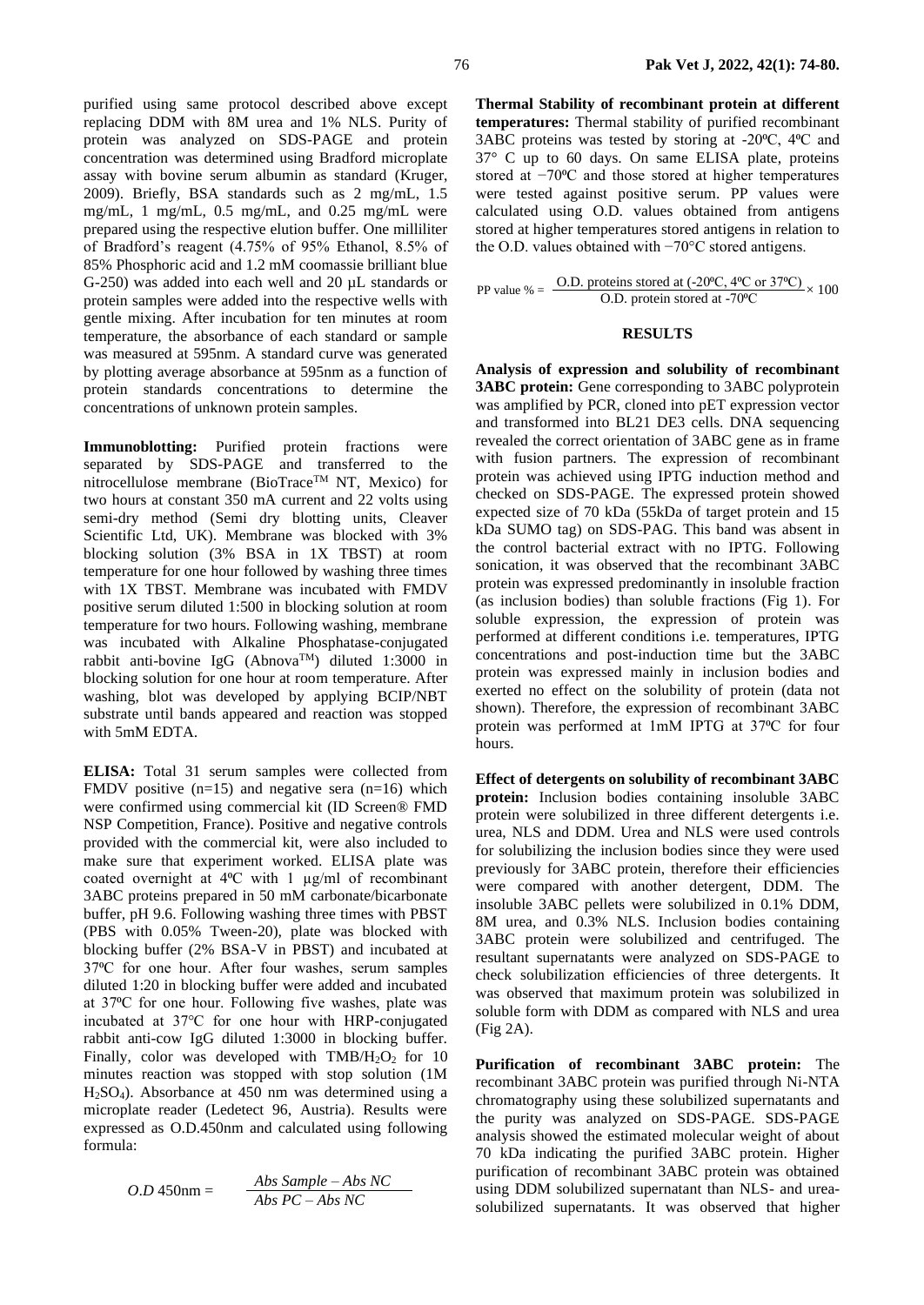purified using same protocol described above except replacing DDM with 8M urea and 1% NLS. Purity of protein was analyzed on SDS-PAGE and protein concentration was determined using Bradford microplate assay with bovine serum albumin as standard (Kruger, 2009). Briefly, BSA standards such as 2 mg/mL, 1.5 mg/mL, 1 mg/mL, 0.5 mg/mL, and 0.25 mg/mL were prepared using the respective elution buffer. One milliliter of Bradford's reagent (4.75% of 95% Ethanol, 8.5% of 85% Phosphoric acid and 1.2 mM coomassie brilliant blue G-250) was added into each well and 20 µL standards or protein samples were added into the respective wells with gentle mixing. After incubation for ten minutes at room temperature, the absorbance of each standard or sample was measured at 595nm. A standard curve was generated by plotting average absorbance at 595nm as a function of protein standards concentrations to determine the concentrations of unknown protein samples.

**Immunoblotting:** Purified protein fractions were separated by SDS-PAGE and transferred to the nitrocellulose membrane (BioTrace™ NT, Mexico) for two hours at constant 350 mA current and 22 volts using semi-dry method (Semi dry blotting units, Cleaver Scientific Ltd, UK). Membrane was blocked with 3% blocking solution (3% BSA in 1X TBST) at room temperature for one hour followed by washing three times with 1X TBST. Membrane was incubated with FMDV positive serum diluted 1:500 in blocking solution at room temperature for two hours. Following washing, membrane was incubated with Alkaline Phosphatase-conjugated rabbit anti-bovine IgG (Abnova™) diluted 1:3000 in blocking solution for one hour at room temperature. After washing, blot was developed by applying BCIP/NBT substrate until bands appeared and reaction was stopped with 5mM EDTA.

**ELISA:** Total 31 serum samples were collected from FMDV positive (n=15) and negative sera (n=16) which were confirmed using commercial kit (ID Screen® FMD NSP Competition, France). Positive and negative controls provided with the commercial kit, were also included to make sure that experiment worked. ELISA plate was coated overnight at 4ºC with 1 µg/ml of recombinant 3ABC proteins prepared in 50 mM carbonate/bicarbonate buffer, pH 9.6. Following washing three times with PBST (PBS with 0.05% Tween-20), plate was blocked with blocking buffer (2% BSA-V in PBST) and incubated at 37ºC for one hour. After four washes, serum samples diluted 1:20 in blocking buffer were added and incubated at 37ºC for one hour. Following five washes, plate was incubated at 37°C for one hour with HRP-conjugated rabbit anti-cow IgG diluted 1:3000 in blocking buffer. Finally, color was developed with $TMB/H_2O_2$ for 10 minutes reaction was stopped with stop solution (1M $H_2SO_4$). Absorbance at 450 nm was determined using a microplate reader (Ledetect 96, Austria). Results were expressed as O.D.450nm and calculated using following formula:

$$O.D\ 450\text{nm} = \frac{Abs\ Sample - Abs\ NC}{Abs\ PC - Abs\ NC}$$

**Thermal Stability of recombinant protein at different temperatures:** Thermal stability of purified recombinant 3ABC proteins was tested by storing at -20ºC, 4ºC and 37° C up to 60 days. On same ELISA plate, proteins stored at −70ºC and those stored at higher temperatures were tested against positive serum. PP values were calculated using O.D. values obtained from antigens stored at higher temperatures stored antigens in relation to the O.D. values obtained with −70°C stored antigens.

$$\text{PP value \%} = \frac{\text{O.D. proteins stored at (-20ºC, 4ºC or 37ºC)}}{\text{O.D. protein stored at -70ºC}} \times 100$$

## RESULTS

**Analysis of expression and solubility of recombinant 3ABC protein:** Gene corresponding to 3ABC polyprotein was amplified by PCR, cloned into pET expression vector and transformed into BL21 DE3 cells. DNA sequencing revealed the correct orientation of 3ABC gene as in frame with fusion partners. The expression of recombinant protein was achieved using IPTG induction method and checked on SDS-PAGE. The expressed protein showed expected size of 70 kDa (55kDa of target protein and 15 kDa SUMO tag) on SDS-PAG. This band was absent in the control bacterial extract with no IPTG. Following sonication, it was observed that the recombinant 3ABC protein was expressed predominantly in insoluble fraction (as inclusion bodies) than soluble fractions (Fig 1). For soluble expression, the expression of protein was performed at different conditions i.e. temperatures, IPTG concentrations and post-induction time but the 3ABC protein was expressed mainly in inclusion bodies and exerted no effect on the solubility of protein (data not shown). Therefore, the expression of recombinant 3ABC protein was performed at 1mM IPTG at 37ºC for four hours.

**Effect of detergents on solubility of recombinant 3ABC protein:** Inclusion bodies containing insoluble 3ABC protein were solubilized in three different detergents i.e. urea, NLS and DDM. Urea and NLS were used controls for solubilizing the inclusion bodies since they were used previously for 3ABC protein, therefore their efficiencies were compared with another detergent, DDM. The insoluble 3ABC pellets were solubilized in 0.1% DDM, 8M urea, and 0.3% NLS. Inclusion bodies containing 3ABC protein were solubilized and centrifuged. The resultant supernatants were analyzed on SDS-PAGE to check solubilization efficiencies of three detergents. It was observed that maximum protein was solubilized in soluble form with DDM as compared with NLS and urea (Fig 2A).

**Purification of recombinant 3ABC protein:** The recombinant 3ABC protein was purified through Ni-NTA chromatography using these solubilized supernatants and the purity was analyzed on SDS-PAGE. SDS-PAGE analysis showed the estimated molecular weight of about 70 kDa indicating the purified 3ABC protein. Higher purification of recombinant 3ABC protein was obtained using DDM solubilized supernatant than NLS- and urea-solubilized supernatants. It was observed that higher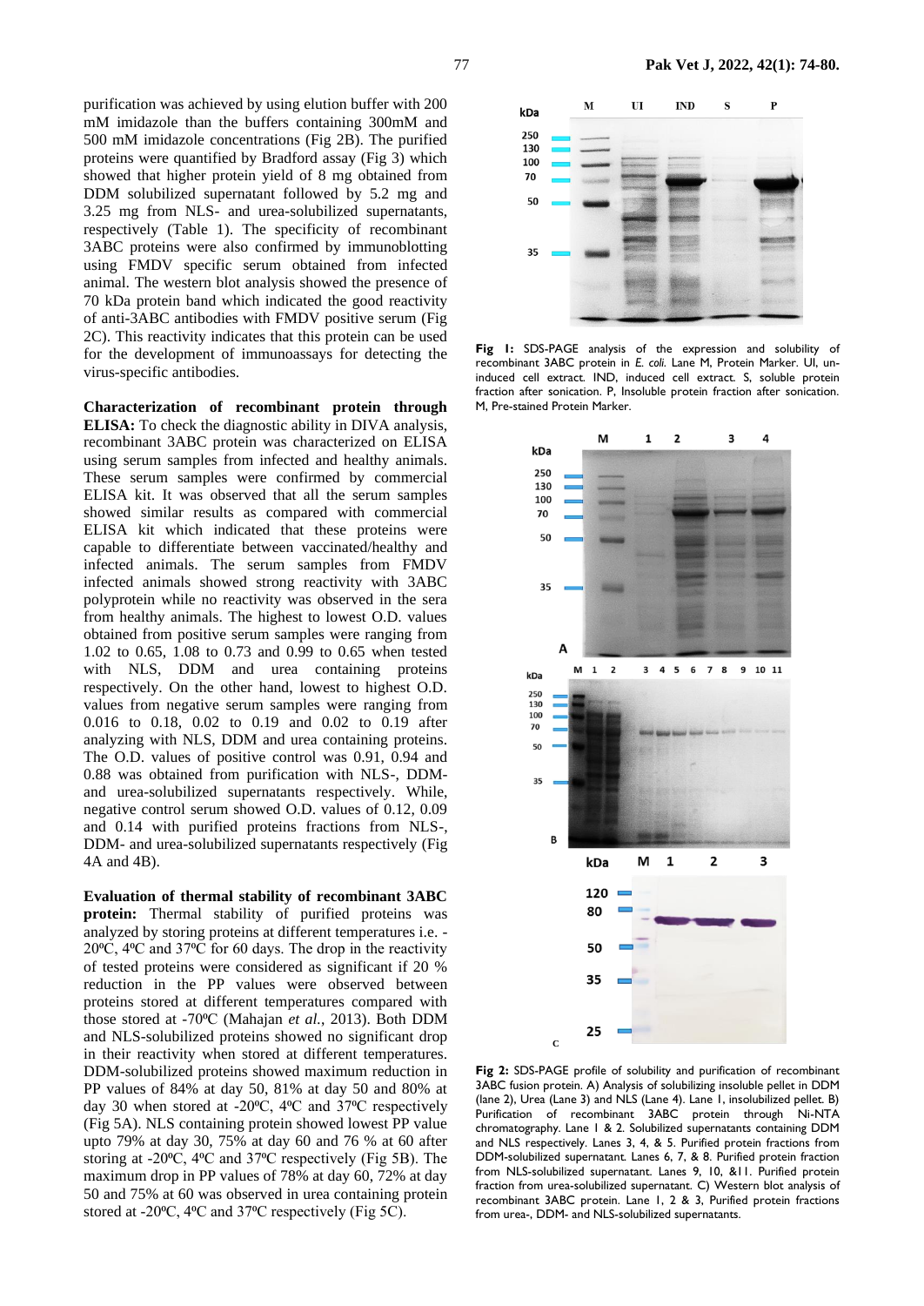purification was achieved by using elution buffer with 200 mM imidazole than the buffers containing 300mM and 500 mM imidazole concentrations (Fig 2B). The purified proteins were quantified by Bradford assay (Fig 3) which showed that higher protein yield of 8 mg obtained from DDM solubilized supernatant followed by 5.2 mg and 3.25 mg from NLS- and urea-solubilized supernatants, respectively (Table 1). The specificity of recombinant 3ABC proteins were also confirmed by immunoblotting using FMDV specific serum obtained from infected animal. The western blot analysis showed the presence of 70 kDa protein band which indicated the good reactivity of anti-3ABC antibodies with FMDV positive serum (Fig 2C). This reactivity indicates that this protein can be used for the development of immunoassays for detecting the virus-specific antibodies.

**Characterization of recombinant protein through ELISA:** To check the diagnostic ability in DIVA analysis, recombinant 3ABC protein was characterized on ELISA using serum samples from infected and healthy animals. These serum samples were confirmed by commercial ELISA kit. It was observed that all the serum samples showed similar results as compared with commercial ELISA kit which indicated that these proteins were capable to differentiate between vaccinated/healthy and infected animals. The serum samples from FMDV infected animals showed strong reactivity with 3ABC polyprotein while no reactivity was observed in the sera from healthy animals. The highest to lowest O.D. values obtained from positive serum samples were ranging from 1.02 to 0.65, 1.08 to 0.73 and 0.99 to 0.65 when tested with NLS, DDM and urea containing proteins respectively. On the other hand, lowest to highest O.D. values from negative serum samples were ranging from 0.016 to 0.18, 0.02 to 0.19 and 0.02 to 0.19 after analyzing with NLS, DDM and urea containing proteins. The O.D. values of positive control was 0.91, 0.94 and 0.88 was obtained from purification with NLS-, DDM- and urea-solubilized supernatants respectively. While, negative control serum showed O.D. values of 0.12, 0.09 and 0.14 with purified proteins fractions from NLS-, DDM- and urea-solubilized supernatants respectively (Fig 4A and 4B).

**Evaluation of thermal stability of recombinant 3ABC protein:** Thermal stability of purified proteins was analyzed by storing proteins at different temperatures i.e. -20ºC, 4ºC and 37ºC for 60 days. The drop in the reactivity of tested proteins were considered as significant if 20 % reduction in the PP values were observed between proteins stored at different temperatures compared with those stored at -70ºC (Mahajan *et al.*, 2013). Both DDM and NLS-solubilized proteins showed no significant drop in their reactivity when stored at different temperatures. DDM-solubilized proteins showed maximum reduction in PP values of 84% at day 50, 81% at day 50 and 80% at day 30 when stored at -20ºC, 4ºC and 37ºC respectively (Fig 5A). NLS containing protein showed lowest PP value upto 79% at day 30, 75% at day 60 and 76 % at 60 after storing at -20ºC, 4ºC and 37ºC respectively (Fig 5B). The maximum drop in PP values of 78% at day 60, 72% at day 50 and 75% at 60 was observed in urea containing protein stored at -20ºC, 4ºC and 37ºC respectively (Fig 5C).

**Fig 1:** SDS-PAGE analysis of the expression and solubility of recombinant 3ABC protein in *E. coli.* Lane M, Protein Marker. UI, un-induced cell extract. IND, induced cell extract. S, soluble protein fraction after sonication. P, Insoluble protein fraction after sonication. M, Pre-stained Protein Marker.

**Fig 2:** SDS-PAGE profile of solubility and purification of recombinant 3ABC fusion protein. A) Analysis of solubilizing insoluble pellet in DDM (lane 2), Urea (Lane 3) and NLS (Lane 4). Lane 1, insolubilized pellet. B) Purification of recombinant 3ABC protein through Ni-NTA chromatography. Lane 1 & 2. Solubilized supernatants containing DDM and NLS respectively. Lanes 3, 4, & 5. Purified protein fractions from DDM-solubilized supernatant. Lanes 6, 7, & 8. Purified protein fraction from NLS-solubilized supernatant. Lanes 9, 10, &11. Purified protein fraction from urea-solubilized supernatant. C) Western blot analysis of recombinant 3ABC protein. Lane 1, 2 & 3, Purified protein fractions from urea-, DDM- and NLS-solubilized supernatants.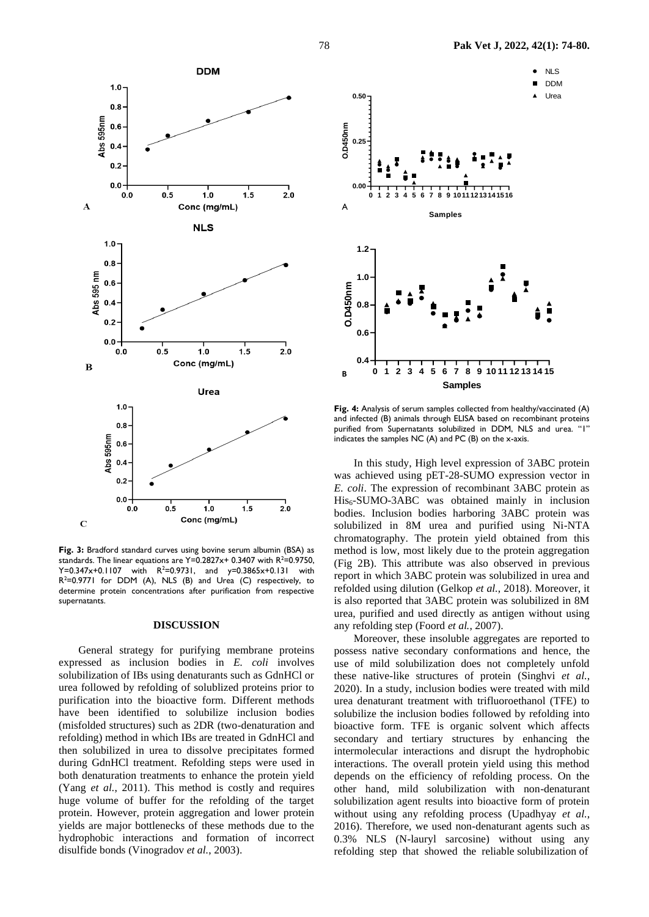**Fig. 3:** Bradford standard curves using bovine serum albumin (BSA) as standards. The linear equations are Y=0.2827x+ 0.3407 with $R^2$=0.9750, Y=0.347x+0.1107 with $R^2$=0.9731, and y=0.3865x+0.131 with $R^2$=0.9771 for DDM (A), NLS (B) and Urea (C) respectively, to determine protein concentrations after purification from respective supernatants.

**Fig. 4:** Analysis of serum samples collected from healthy/vaccinated (A) and infected (B) animals through ELISA based on recombinant proteins purified from Supernatants solubilized in DDM, NLS and urea. "1" indicates the samples NC (A) and PC (B) on the x-axis.

## DISCUSSION

General strategy for purifying membrane proteins expressed as inclusion bodies in *E. coli* involves solubilization of IBs using denaturants such as GdnHCl or urea followed by refolding of solublized proteins prior to purification into the bioactive form. Different methods have been identified to solubilize inclusion bodies (misfolded structures) such as 2DR (two-denaturation and refolding) method in which IBs are treated in GdnHCl and then solubilized in urea to dissolve precipitates formed during GdnHCl treatment. Refolding steps were used in both denaturation treatments to enhance the protein yield (Yang *et al.*, 2011). This method is costly and requires huge volume of buffer for the refolding of the target protein. However, protein aggregation and lower protein yields are major bottlenecks of these methods due to the hydrophobic interactions and formation of incorrect disulfide bonds (Vinogradov *et al.*, 2003).

In this study, High level expression of 3ABC protein was achieved using pET-28-SUMO expression vector in *E. coli*. The expression of recombinant 3ABC protein as $His_6$-SUMO-3ABC was obtained mainly in inclusion bodies. Inclusion bodies harboring 3ABC protein was solubilized in 8M urea and purified using Ni-NTA chromatography. The protein yield obtained from this method is low, most likely due to the protein aggregation (Fig 2B). This attribute was also observed in previous report in which 3ABC protein was solubilized in urea and refolded using dilution (Gelkop *et al.*, 2018). Moreover, it is also reported that 3ABC protein was solubilized in 8M urea, purified and used directly as antigen without using any refolding step (Foord *et al.*, 2007).

Moreover, these insoluble aggregates are reported to possess native secondary conformations and hence, the use of mild solubilization does not completely unfold these native-like structures of protein (Singhvi *et al.*, 2020). In a study, inclusion bodies were treated with mild urea denaturant treatment with trifluoroethanol (TFE) to solubilize the inclusion bodies followed by refolding into bioactive form. TFE is organic solvent which affects secondary and tertiary structures by enhancing the intermolecular interactions and disrupt the hydrophobic interactions. The overall protein yield using this method depends on the efficiency of refolding process. On the other hand, mild solubilization with non-denaturant solubilization agent results into bioactive form of protein without using any refolding process (Upadhyay *et al.*, 2016). Therefore, we used non-denaturant agents such as 0.3% NLS (N-lauryl sarcosine) without using any refolding step that showed the reliable solubilization of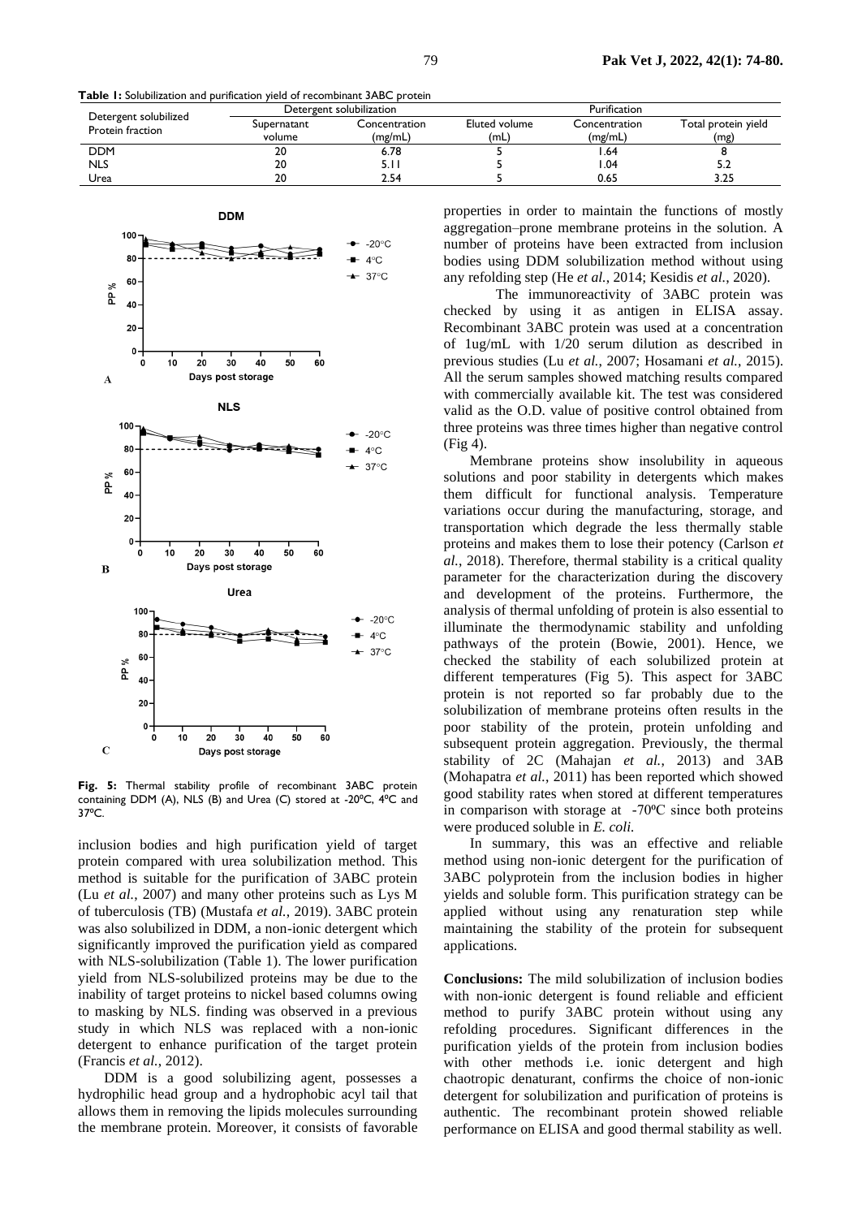**Table 1:** Solubilization and purification yield of recombinant 3ABC protein

| Detergent solubilized Protein fraction | Detergent solubilization | | Purification | | |
|---|---|---|---|---|---|
| | Supernatant volume | Concentration (mg/mL) | Eluted volume (mL) | Concentration (mg/mL) | Total protein yield (mg) |
| DDM | 20 | 6.78 | 5 | 1.64 | 8 |
| NLS | 20 | 5.11 | 5 | 1.04 | 5.2 |
| Urea | 20 | 2.54 | 5 | 0.65 | 3.25 |

**Fig. 5:** Thermal stability profile of recombinant 3ABC protein containing DDM (A), NLS (B) and Urea (C) stored at -20ºC, 4ºC and 37ºC.

inclusion bodies and high purification yield of target protein compared with urea solubilization method. This method is suitable for the purification of 3ABC protein (Lu *et al.*, 2007) and many other proteins such as Lys M of tuberculosis (TB) (Mustafa *et al.*, 2019). 3ABC protein was also solubilized in DDM, a non-ionic detergent which significantly improved the purification yield as compared with NLS-solubilization (Table 1). The lower purification yield from NLS-solubilized proteins may be due to the inability of target proteins to nickel based columns owing to masking by NLS. finding was observed in a previous study in which NLS was replaced with a non-ionic detergent to enhance purification of the target protein (Francis *et al.*, 2012).

DDM is a good solubilizing agent, possesses a hydrophilic head group and a hydrophobic acyl tail that allows them in removing the lipids molecules surrounding the membrane protein. Moreover, it consists of favorable properties in order to maintain the functions of mostly aggregation–prone membrane proteins in the solution. A number of proteins have been extracted from inclusion bodies using DDM solubilization method without using any refolding step (He *et al.*, 2014; Kesidis *et al.*, 2020).

The immunoreactivity of 3ABC protein was checked by using it as antigen in ELISA assay. Recombinant 3ABC protein was used at a concentration of 1ug/mL with 1/20 serum dilution as described in previous studies (Lu *et al.*, 2007; Hosamani *et al.*, 2015). All the serum samples showed matching results compared with commercially available kit. The test was considered valid as the O.D. value of positive control obtained from three proteins was three times higher than negative control (Fig 4).

Membrane proteins show insolubility in aqueous solutions and poor stability in detergents which makes them difficult for functional analysis. Temperature variations occur during the manufacturing, storage, and transportation which degrade the less thermally stable proteins and makes them to lose their potency (Carlson *et al.*, 2018). Therefore, thermal stability is a critical quality parameter for the characterization during the discovery and development of the proteins. Furthermore, the analysis of thermal unfolding of protein is also essential to illuminate the thermodynamic stability and unfolding pathways of the protein (Bowie, 2001). Hence, we checked the stability of each solubilized protein at different temperatures (Fig 5). This aspect for 3ABC protein is not reported so far probably due to the solubilization of membrane proteins often results in the poor stability of the protein, protein unfolding and subsequent protein aggregation. Previously, the thermal stability of 2C (Mahajan *et al.*, 2013) and 3AB (Mohapatra *et al.*, 2011) has been reported which showed good stability rates when stored at different temperatures in comparison with storage at -70ºC since both proteins were produced soluble in *E. coli.*

In summary, this was an effective and reliable method using non-ionic detergent for the purification of 3ABC polyprotein from the inclusion bodies in higher yields and soluble form. This purification strategy can be applied without using any renaturation step while maintaining the stability of the protein for subsequent applications.

**Conclusions:** The mild solubilization of inclusion bodies with non-ionic detergent is found reliable and efficient method to purify 3ABC protein without using any refolding procedures. Significant differences in the purification yields of the protein from inclusion bodies with other methods i.e. ionic detergent and high chaotropic denaturant, confirms the choice of non-ionic detergent for solubilization and purification of proteins is authentic. The recombinant protein showed reliable performance on ELISA and good thermal stability as well.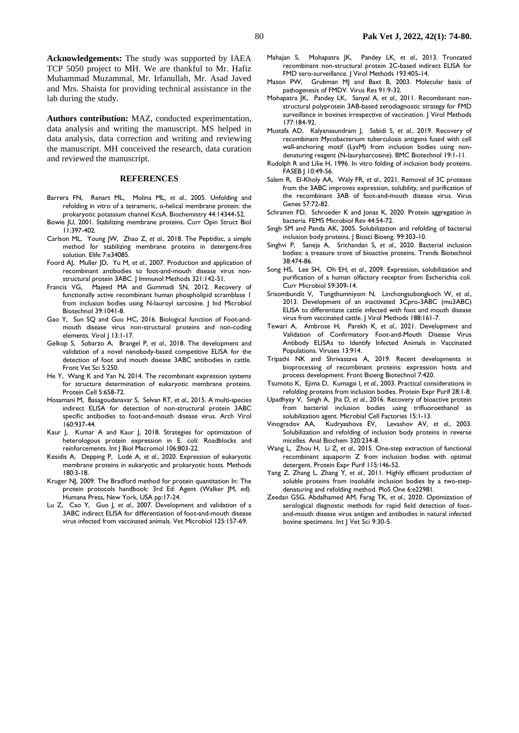**Acknowledgements:** The study was supported by IAEA TCP 5050 project to MH. We are thankful to Mr. Hafiz Muhammad Muzammal, Mr. Irfanullah, Mr. Asad Javed and Mrs. Shaista for providing technical assistance in the lab during the study.

**Authors contribution:** MAZ, conducted experimentation, data analysis and writing the manuscript. MS helped in data analysis, data correction and writing and reviewing the manuscript. MH conceived the research, data curation and reviewed the manuscript.

## REFERENCES

Barrera FN, Renart ML, Molina ML, *et al.*, 2005. Unfolding and refolding in vitro of a tetrameric, α-helical membrane protein: the prokaryotic potassium channel KcsA. Biochemistry 44:14344-52.

Bowie JU, 2001. Stabilizing membrane proteins. Curr Opin Struct Biol 11:397-402.

Carlson ML, Young JW, Zhao Z, *et al.*, 2018. The Peptidisc, a simple method for stabilizing membrane proteins in detergent-free solution. Elife 7:e34085.

Foord AJ, Muller JD, Yu M, *et al.*, 2007. Production and application of recombinant antibodies to foot-and-mouth disease virus non-structural protein 3ABC. J Immunol Methods 321:142-51.

Francis VG, Majeed MA and Gummadi SN, 2012. Recovery of functionally active recombinant human phospholipid scramblase 1 from inclusion bodies using N-lauroyl sarcosine. J Ind Microbiol Biotechnol 39:1041-8.

Gao Y, Sun SQ and Guo HC, 2016. Biological function of Foot-and-mouth disease virus non-structural proteins and non-coding elements. Virol J 13:1-17.

Gelkop S, Sobarzo A, Brangel P, *et al.*, 2018. The development and validation of a novel nanobody-based competitive ELISA for the detection of foot and mouth disease 3ABC antibodies in cattle. Front Vet Sci 5:250.

He Y, Wang K and Yan N, 2014. The recombinant expression systems for structure determination of eukaryotic membrane proteins. Protein Cell 5:658-72.

Hosamani M, Basagoudanavar S, Selvan RT, *et al.*, 2015. A multi-species indirect ELISA for detection of non-structural protein 3ABC specific antibodies to foot-and-mouth disease virus. Arch Virol 160:937-44.

Kaur J, Kumar A and Kaur J, 2018. Strategies for optimization of heterologous protein expression in E. coli: Roadblocks and reinforcements. Int J Biol Macromol 106:803-22.

Kesidis A, Depping P, Lodé A, *et al.*, 2020. Expression of eukaryotic membrane proteins in eukaryotic and prokaryotic hosts. Methods 180:3-18.

Kruger NJ, 2009. The Bradford method for protein quantitation In: The protein protocols handbook: 3rd Ed: Agent (Walker JM, ed). Humana Press, New York, USA pp:17-24.

Lu Z, Cao Y, Guo J, *et al.*, 2007. Development and validation of a 3ABC indirect ELISA for differentiation of foot-and-mouth disease virus infected from vaccinated animals. Vet Microbiol 125:157-69.

Mahajan S, Mohapatra JK, Pandey LK, *et al.*, 2013. Truncated recombinant non-structural protein 2C-based indirect ELISA for FMD sero-surveillance. J Virol Methods 193:405-14.

Mason PW, Grubman MJ and Baxt B, 2003. Molecular basis of pathogenesis of FMDV. Virus Res 91:9-32.

Mohapatra JK, Pandey LK, Sanyal A, *et al.*, 2011. Recombinant non-structural polyprotein 3AB-based serodiagnostic strategy for FMD surveillance in bovines irrespective of vaccination. J Virol Methods 177:184-92.

Mustafa AD, Kalyanasundram J, Sabidi S, *et al.*, 2019. Recovery of recombinant Mycobacterium tuberculosis antigens fused with cell wall-anchoring motif (LysM) from inclusion bodies using non-denaturing reagent (N-laurylsarcosine). BMC Biotechnol 19:1-11.

Rudolph R and Lilie H, 1996. In vitro folding of inclusion body proteins. FASEB J 10:49-56.

Salem R, El-Kholy AA, Waly FR, *et al.*, 2021. Removal of 3C protease from the 3ABC improves expression, solubility, and purification of the recombinant 3AB of foot-and-mouth disease virus. Virus Genes 57:72-82.

Schramm FD, Schroeder K and Jonas K, 2020. Protein aggregation in bacteria. FEMS Microbiol Rev 44:54-72.

Singh SM and Panda AK, 2005. Solubilization and refolding of bacterial inclusion body proteins. J Biosci Bioeng. 99:303-10.

Singhvi P, Saneja A, Srichandan S, *et al.*, 2020. Bacterial inclusion bodies: a treasure trove of bioactive proteins. Trends Biotechnol 38:474-86.

Song HS, Lee SH, Oh EH, *et al.*, 2009. Expression, solubilization and purification of a human olfactory receptor from Escherichia coli. Curr Microbiol 59:309-14.

Srisombundit V, Tungthumniyom N, Linchongsubongkoch W, *et al.*, 2013. Development of an inactivated 3Cpro-3ABC (mu3ABC) ELISA to differentiate cattle infected with foot and mouth disease virus from vaccinated cattle. J Virol Methods 188:161-7.

Tewari A, Ambrose H, Parekh K, *et al.*, 2021. Development and Validation of Confirmatory Foot-and-Mouth Disease Virus Antibody ELISAs to Identify Infected Animals in Vaccinated Populations. Viruses 13:914.

Tripathi NK and Shrivastava A, 2019. Recent developments in bioprocessing of recombinant proteins: expression hosts and process development. Front Bioeng Biotechnol 7:420.

Tsumoto K, Ejima D, Kumagai I, *et al.*, 2003. Practical considerations in refolding proteins from inclusion bodies. Protein Expr Purif 28:1-8.

Upadhyay V, Singh A, Jha D, *et al.*, 2016. Recovery of bioactive protein from bacterial inclusion bodies using trifluoroethanol as solubilization agent. Microbial Cell Factories 15:1-13.

Vinogradov AA, Kudryashova EV, Levashov AV, *et al.*, 2003. Solubilization and refolding of inclusion body proteins in reverse micelles. Anal Biochem 320:234-8.

Wang L, Zhou H, Li Z, *et al.*, 2015. One-step extraction of functional recombinant aquaporin Z from inclusion bodies with optimal detergent. Protein Expr Purif 115:146-52.

Yang Z, Zhang L, Zhang Y, *et al.*, 2011. Highly efficient production of soluble proteins from insoluble inclusion bodies by a two-step-denaturing and refolding method. PloS One 6:e22981.

Zeedan GSG, Abdalhamed AM, Farag TK, *et al.*, 2020. Optimization of serological diagnostic methods for rapid field detection of foot-and-mouth disease virus antigen and antibodies in natural infected bovine specimens. Int J Vet Sci 9:30-5.